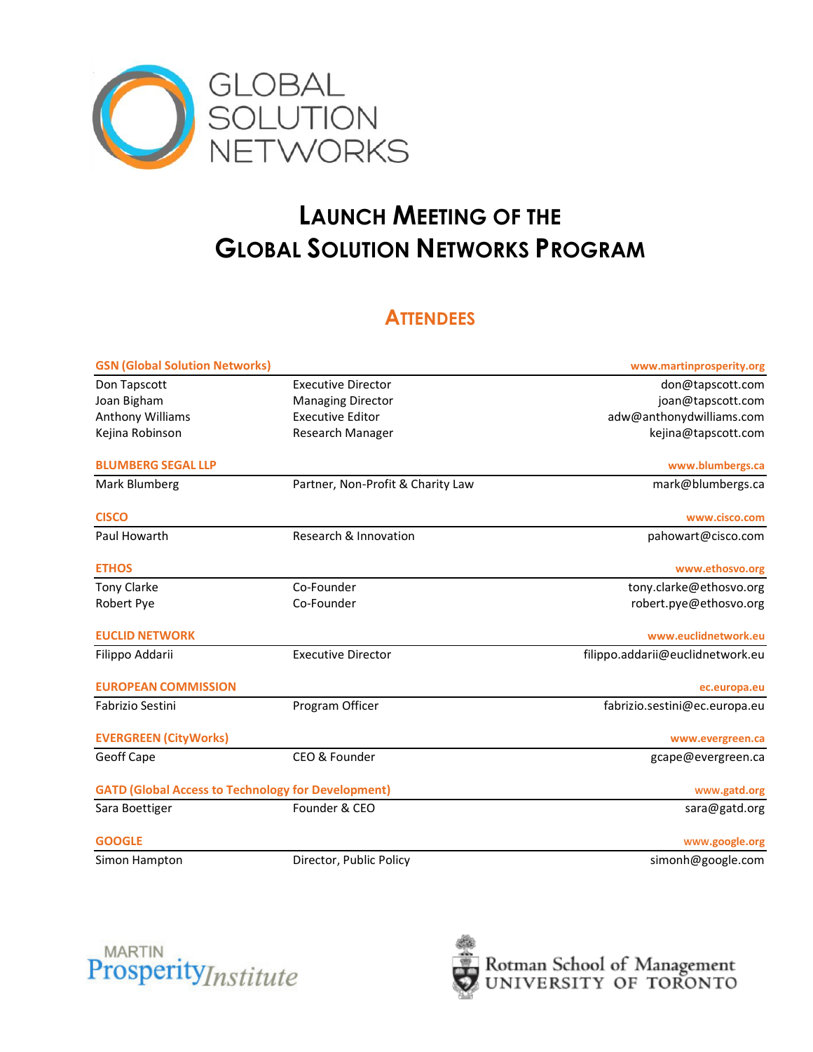GLOBAL SOLUTION NETWORKS

# LAUNCH MEETING OF THE GLOBAL SOLUTION NETWORKS PROGRAM

## ATTENDEES

**GSN (Global Solution Networks)** — www.martinprosperity.org

| Name | Title | Email |
|---|---|---|
| Don Tapscott | Executive Director | don@tapscott.com |
| Joan Bigham | Managing Director | joan@tapscott.com |
| Anthony Williams | Executive Editor | adw@anthonydwilliams.com |
| Kejina Robinson | Research Manager | kejina@tapscott.com |

**BLUMBERG SEGAL LLP** — www.blumbergs.ca

| Name | Title | Email |
|---|---|---|
| Mark Blumberg | Partner, Non-Profit & Charity Law | mark@blumbergs.ca |

**CISCO** — www.cisco.com

| Name | Title | Email |
|---|---|---|
| Paul Howarth | Research & Innovation | pahowart@cisco.com |

**ETHOS** — www.ethosvo.org

| Name | Title | Email |
|---|---|---|
| Tony Clarke | Co-Founder | tony.clarke@ethosvo.org |
| Robert Pye | Co-Founder | robert.pye@ethosvo.org |

**EUCLID NETWORK** — www.euclidnetwork.eu

| Name | Title | Email |
|---|---|---|
| Filippo Addarii | Executive Director | filippo.addarii@euclidnetwork.eu |

**EUROPEAN COMMISSION** — ec.europa.eu

| Name | Title | Email |
|---|---|---|
| Fabrizio Sestini | Program Officer | fabrizio.sestini@ec.europa.eu |

**EVERGREEN (CityWorks)** — www.evergreen.ca

| Name | Title | Email |
|---|---|---|
| Geoff Cape | CEO & Founder | gcape@evergreen.ca |

**GATD (Global Access to Technology for Development)** — www.gatd.org

| Name | Title | Email |
|---|---|---|
| Sara Boettiger | Founder & CEO | sara@gatd.org |

**GOOGLE** — www.google.org

| Name | Title | Email |
|---|---|---|
| Simon Hampton | Director, Public Policy | simonh@google.com |

MARTIN Prosperity Institute

Rotman School of Management UNIVERSITY OF TORONTO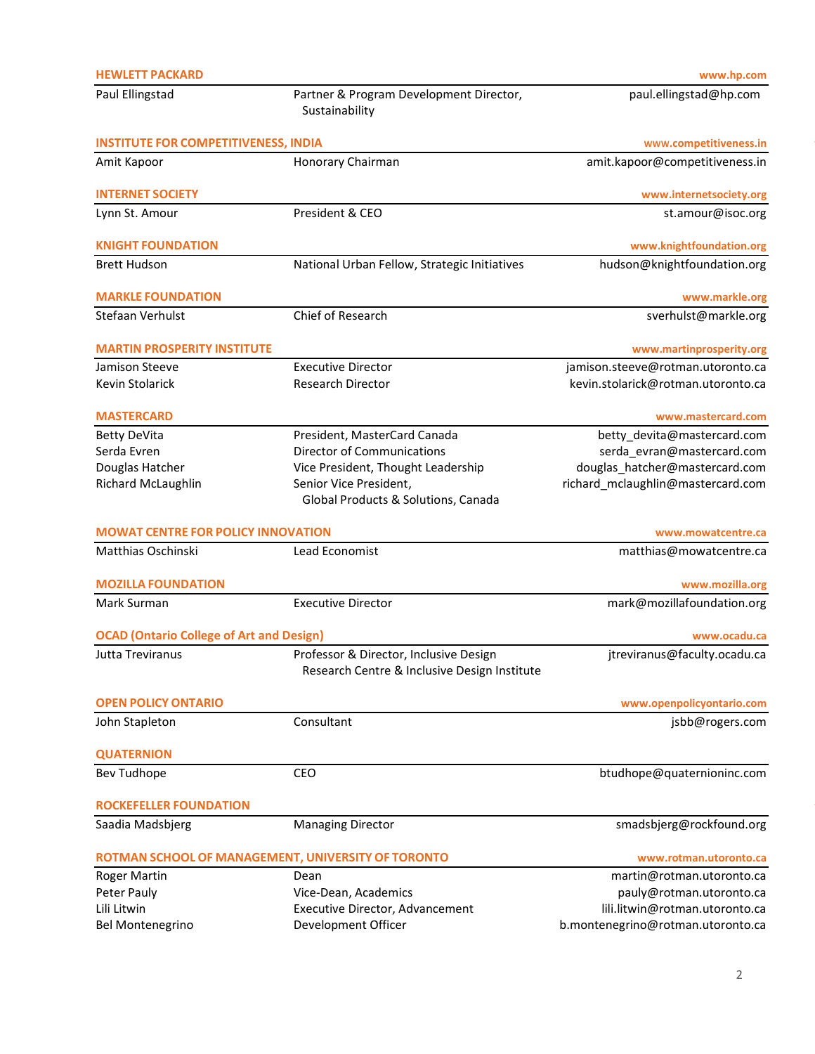**HEWLETT PACKARD** — www.hp.com

| | | |
|---|---|---|
| Paul Ellingstad | Partner & Program Development Director, Sustainability | paul.ellingstad@hp.com |

**INSTITUTE FOR COMPETITIVENESS, INDIA** — www.competitiveness.in

| | | |
|---|---|---|
| Amit Kapoor | Honorary Chairman | amit.kapoor@competitiveness.in |

**INTERNET SOCIETY** — www.internetsociety.org

| | | |
|---|---|---|
| Lynn St. Amour | President & CEO | st.amour@isoc.org |

**KNIGHT FOUNDATION** — www.knightfoundation.org

| | | |
|---|---|---|
| Brett Hudson | National Urban Fellow, Strategic Initiatives | hudson@knightfoundation.org |

**MARKLE FOUNDATION** — www.markle.org

| | | |
|---|---|---|
| Stefaan Verhulst | Chief of Research | sverhulst@markle.org |

**MARTIN PROSPERITY INSTITUTE** — www.martinprosperity.org

| | | |
|---|---|---|
| Jamison Steeve | Executive Director | jamison.steeve@rotman.utoronto.ca |
| Kevin Stolarick | Research Director | kevin.stolarick@rotman.utoronto.ca |

**MASTERCARD** — www.mastercard.com

| | | |
|---|---|---|
| Betty DeVita | President, MasterCard Canada | betty_devita@mastercard.com |
| Serda Evren | Director of Communications | serda_evran@mastercard.com |
| Douglas Hatcher | Vice President, Thought Leadership | douglas_hatcher@mastercard.com |
| Richard McLaughlin | Senior Vice President, Global Products & Solutions, Canada | richard_mclaughlin@mastercard.com |

**MOWAT CENTRE FOR POLICY INNOVATION** — www.mowatcentre.ca

| | | |
|---|---|---|
| Matthias Oschinski | Lead Economist | matthias@mowatcentre.ca |

**MOZILLA FOUNDATION** — www.mozilla.org

| | | |
|---|---|---|
| Mark Surman | Executive Director | mark@mozillafoundation.org |

**OCAD (Ontario College of Art and Design)** — www.ocadu.ca

| | | |
|---|---|---|
| Jutta Treviranus | Professor & Director, Inclusive Design Research Centre & Inclusive Design Institute | jtreviranus@faculty.ocadu.ca |

**OPEN POLICY ONTARIO** — www.openpolicyontario.com

| | | |
|---|---|---|
| John Stapleton | Consultant | jsbb@rogers.com |

**QUATERNION**

| | | |
|---|---|---|
| Bev Tudhope | CEO | btudhope@quaternioninc.com |

**ROCKEFELLER FOUNDATION**

| | | |
|---|---|---|
| Saadia Madsbjerg | Managing Director | smadsbjerg@rockfound.org |

**ROTMAN SCHOOL OF MANAGEMENT, UNIVERSITY OF TORONTO** — www.rotman.utoronto.ca

| | | |
|---|---|---|
| Roger Martin | Dean | martin@rotman.utoronto.ca |
| Peter Pauly | Vice-Dean, Academics | pauly@rotman.utoronto.ca |
| Lili Litwin | Executive Director, Advancement | lili.litwin@rotman.utoronto.ca |
| Bel Montenegrino | Development Officer | b.montenegrino@rotman.utoronto.ca |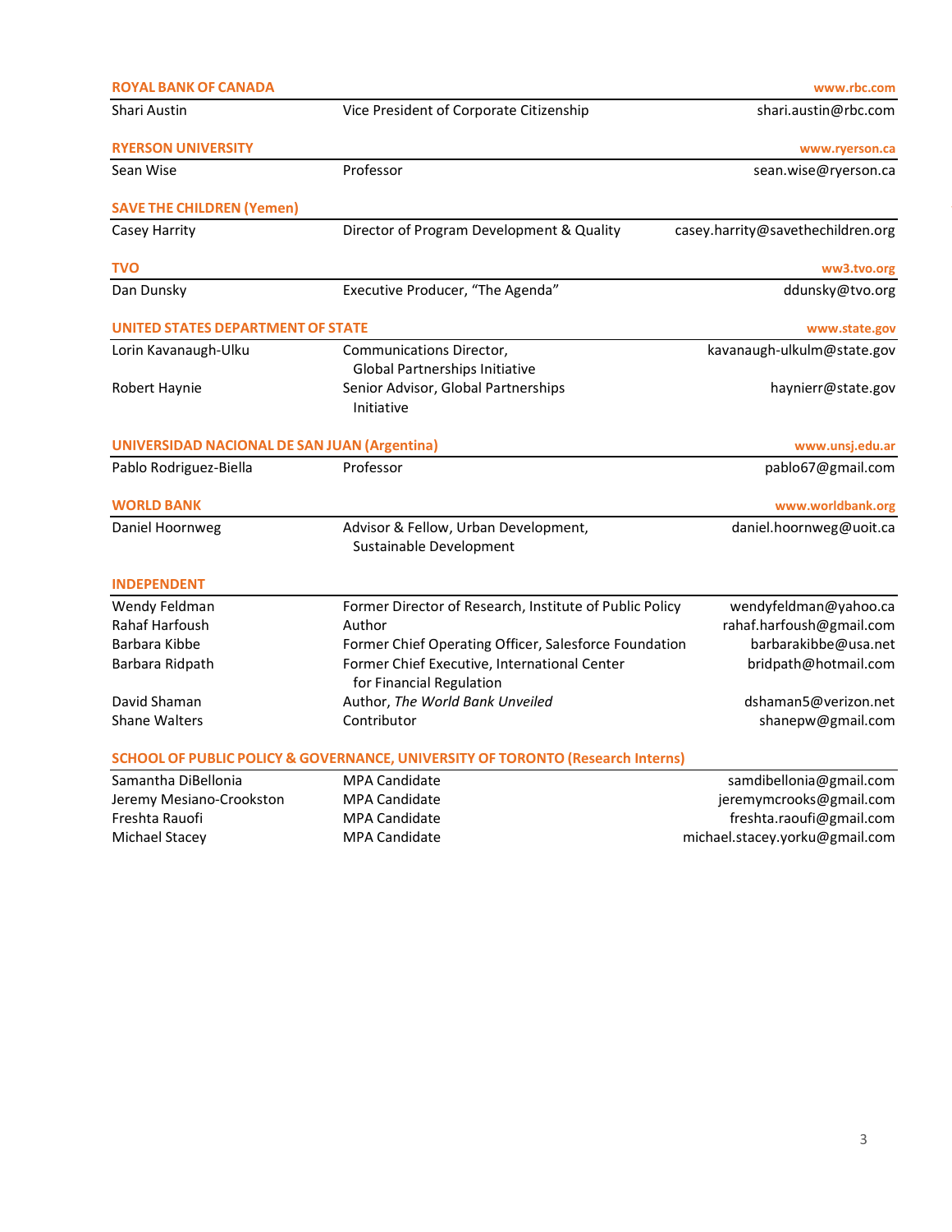## ROYAL BANK OF CANADA

www.rbc.com

| | | |
|---|---|---|
| Shari Austin | Vice President of Corporate Citizenship | shari.austin@rbc.com |

## RYERSON UNIVERSITY

www.ryerson.ca

| | | |
|---|---|---|
| Sean Wise | Professor | sean.wise@ryerson.ca |

## SAVE THE CHILDREN (Yemen)

| | | |
|---|---|---|
| Casey Harrity | Director of Program Development & Quality | casey.harrity@savethechildren.org |

## TVO

ww3.tvo.org

| | | |
|---|---|---|
| Dan Dunsky | Executive Producer, "The Agenda" | ddunsky@tvo.org |

## UNITED STATES DEPARTMENT OF STATE

www.state.gov

| | | |
|---|---|---|
| Lorin Kavanaugh-Ulku | Communications Director, Global Partnerships Initiative | kavanaugh-ulkulm@state.gov |
| Robert Haynie | Senior Advisor, Global Partnerships Initiative | haynierr@state.gov |

## UNIVERSIDAD NACIONAL DE SAN JUAN (Argentina)

www.unsj.edu.ar

| | | |
|---|---|---|
| Pablo Rodriguez-Biella | Professor | pablo67@gmail.com |

## WORLD BANK

www.worldbank.org

| | | |
|---|---|---|
| Daniel Hoornweg | Advisor & Fellow, Urban Development, Sustainable Development | daniel.hoornweg@uoit.ca |

## INDEPENDENT

| | | |
|---|---|---|
| Wendy Feldman | Former Director of Research, Institute of Public Policy | wendyfeldman@yahoo.ca |
| Rahaf Harfoush | Author | rahaf.harfoush@gmail.com |
| Barbara Kibbe | Former Chief Operating Officer, Salesforce Foundation | barbarakibbe@usa.net |
| Barbara Ridpath | Former Chief Executive, International Center for Financial Regulation | bridpath@hotmail.com |
| David Shaman | Author, *The World Bank Unveiled* | dshaman5@verizon.net |
| Shane Walters | Contributor | shanepw@gmail.com |

## SCHOOL OF PUBLIC POLICY & GOVERNANCE, UNIVERSITY OF TORONTO (Research Interns)

| | | |
|---|---|---|
| Samantha DiBellonia | MPA Candidate | samdibellonia@gmail.com |
| Jeremy Mesiano-Crookston | MPA Candidate | jeremymcrooks@gmail.com |
| Freshta Rauofi | MPA Candidate | freshta.raoufi@gmail.com |
| Michael Stacey | MPA Candidate | michael.stacey.yorku@gmail.com |